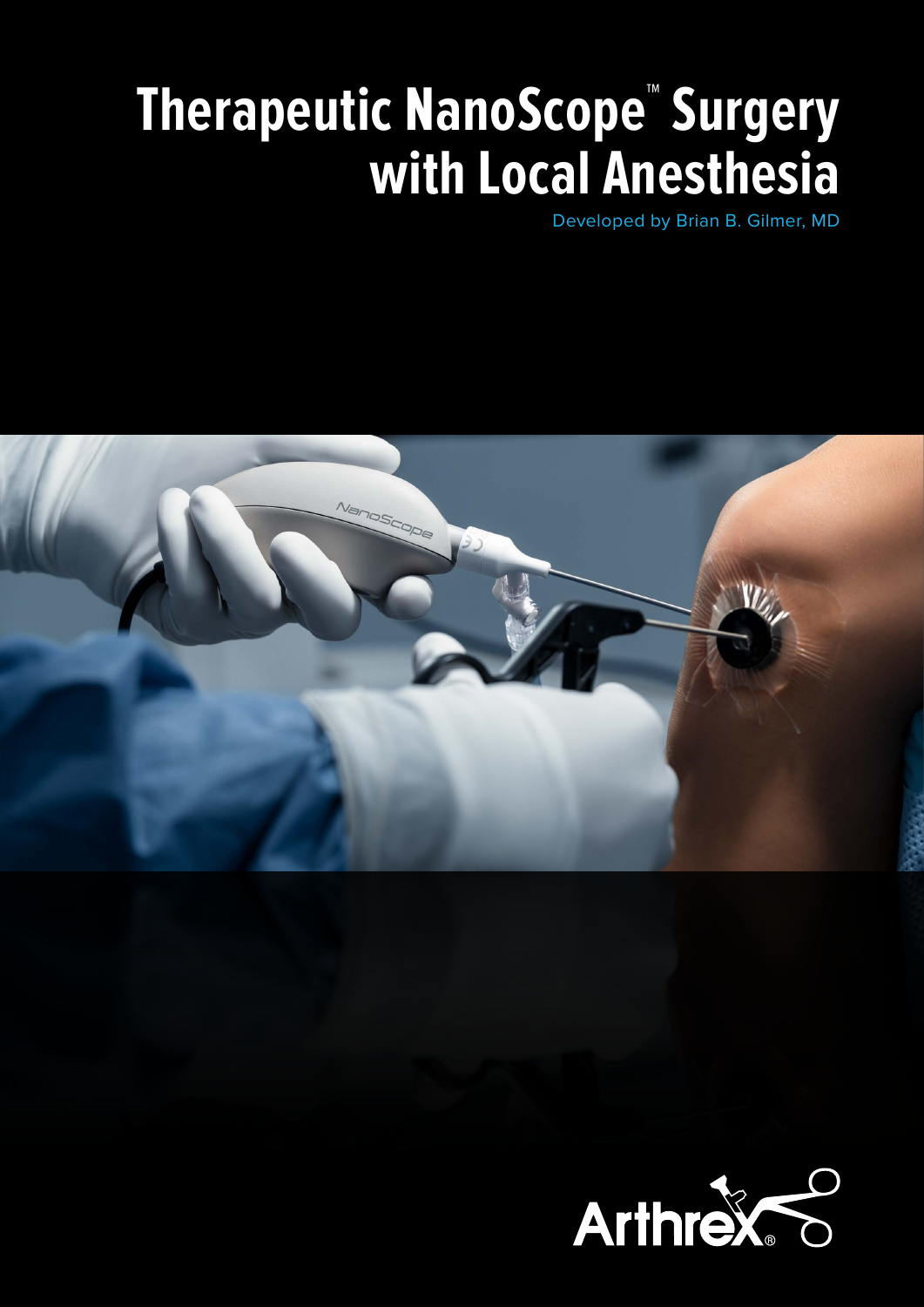# Therapeutic NanoScope™ Surgery with Local Anesthesia

Developed by Brian B. Gilmer, MD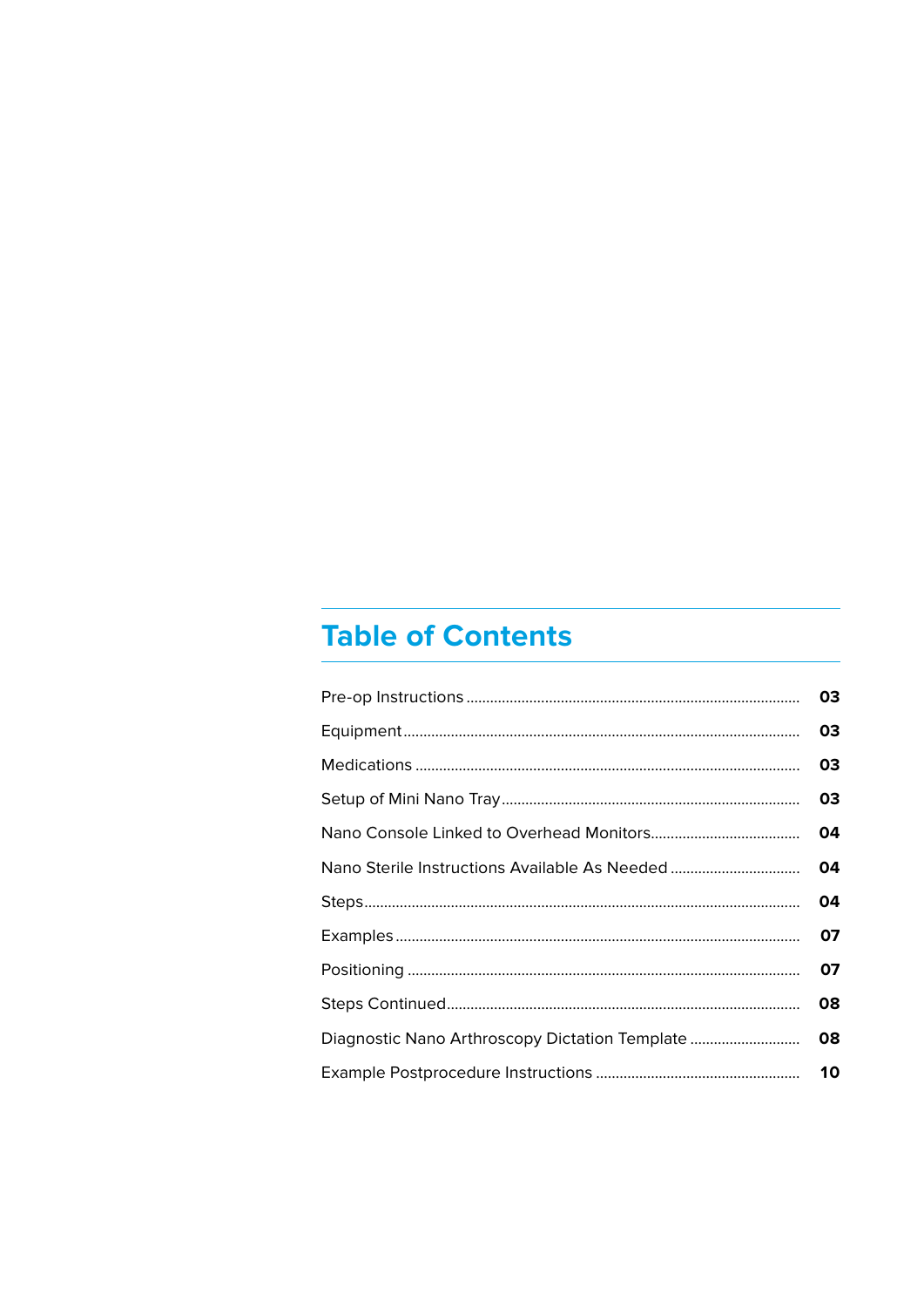## Table of Contents

| | |
|---|---|
| Pre-op Instructions | 03 |
| Equipment | 03 |
| Medications | 03 |
| Setup of Mini Nano Tray | 03 |
| Nano Console Linked to Overhead Monitors | 04 |
| Nano Sterile Instructions Available As Needed | 04 |
| Steps | 04 |
| Examples | 07 |
| Positioning | 07 |
| Steps Continued | 08 |
| Diagnostic Nano Arthroscopy Dictation Template | 08 |
| Example Postprocedure Instructions | 10 |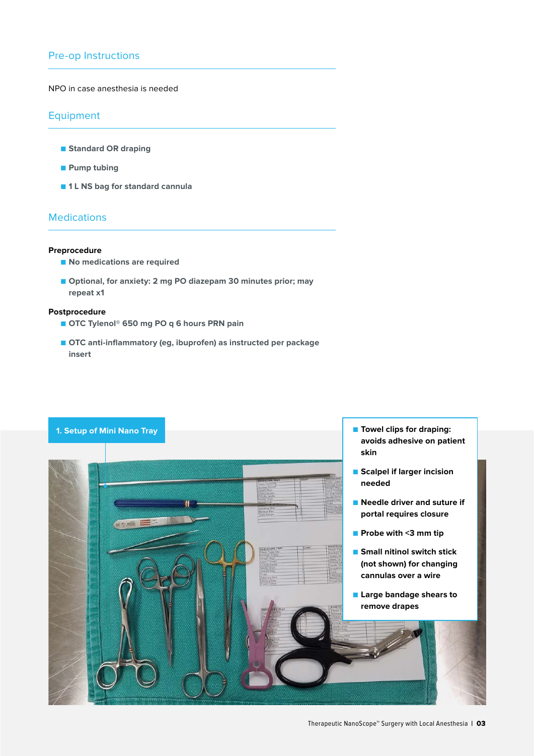## Pre-op Instructions

NPO in case anesthesia is needed

## Equipment

- **Standard OR draping**
- **Pump tubing**
- **1 L NS bag for standard cannula**

## Medications

**Preprocedure**

- **No medications are required**
- **Optional, for anxiety: 2 mg PO diazepam 30 minutes prior; may repeat x1**

**Postprocedure**

- **OTC Tylenol® 650 mg PO q 6 hours PRN pain**
- **OTC anti-inflammatory (eg, ibuprofen) as instructed per package insert**

**1. Setup of Mini Nano Tray**

- **Towel clips for draping: avoids adhesive on patient skin**
- **Scalpel if larger incision needed**
- **Needle driver and suture if portal requires closure**
- **Probe with <3 mm tip**
- **Small nitinol switch stick (not shown) for changing cannulas over a wire**
- **Large bandage shears to remove drapes**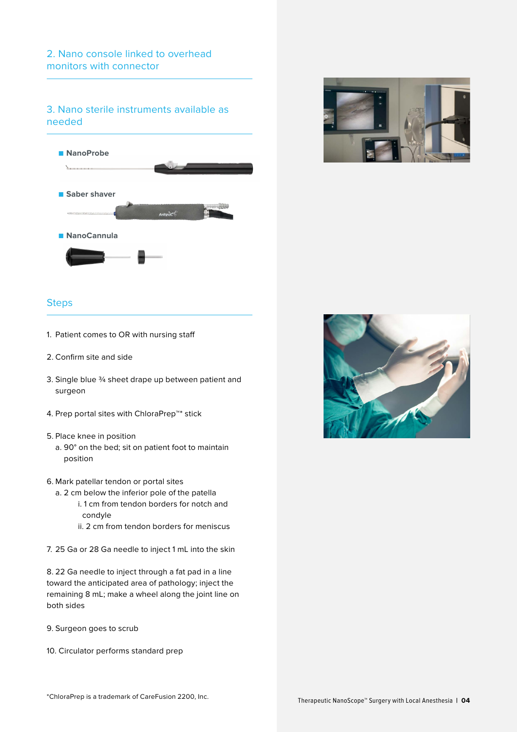## 2. Nano console linked to overhead monitors with connector

## 3. Nano sterile instruments available as needed

- **NanoProbe**
- **Saber shaver**
- **NanoCannula**

## Steps

1. Patient comes to OR with nursing staff

2. Confirm site and side

3. Single blue ¾ sheet drape up between patient and surgeon

4. Prep portal sites with ChloraPrep™* stick

5. Place knee in position
   a. 90° on the bed; sit on patient foot to maintain position

6. Mark patellar tendon or portal sites
   a. 2 cm below the inferior pole of the patella
      i. 1 cm from tendon borders for notch and condyle
      ii. 2 cm from tendon borders for meniscus

7. 25 Ga or 28 Ga needle to inject 1 mL into the skin

8. 22 Ga needle to inject through a fat pad in a line toward the anticipated area of pathology; inject the remaining 8 mL; make a wheel along the joint line on both sides

9. Surgeon goes to scrub

10. Circulator performs standard prep

*ChloraPrep is a trademark of CareFusion 2200, Inc.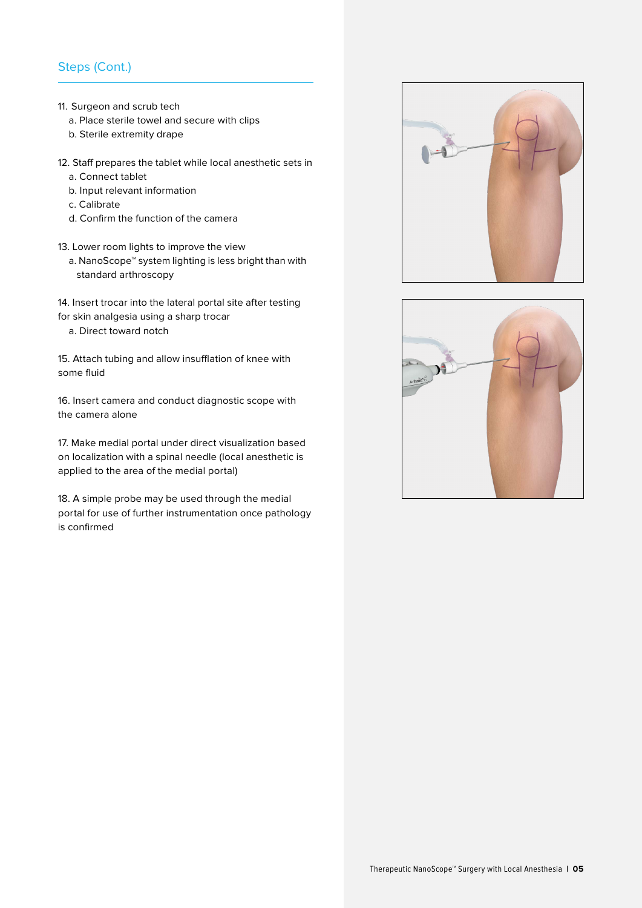## Steps (Cont.)

11. Surgeon and scrub tech
    a. Place sterile towel and secure with clips
    b. Sterile extremity drape

12. Staff prepares the tablet while local anesthetic sets in
    a. Connect tablet
    b. Input relevant information
    c. Calibrate
    d. Confirm the function of the camera

13. Lower room lights to improve the view
    a. NanoScope™ system lighting is less bright than with standard arthroscopy

14. Insert trocar into the lateral portal site after testing for skin analgesia using a sharp trocar
    a. Direct toward notch

15. Attach tubing and allow insufflation of knee with some fluid

16. Insert camera and conduct diagnostic scope with the camera alone

17. Make medial portal under direct visualization based on localization with a spinal needle (local anesthetic is applied to the area of the medial portal)

18. A simple probe may be used through the medial portal for use of further instrumentation once pathology is confirmed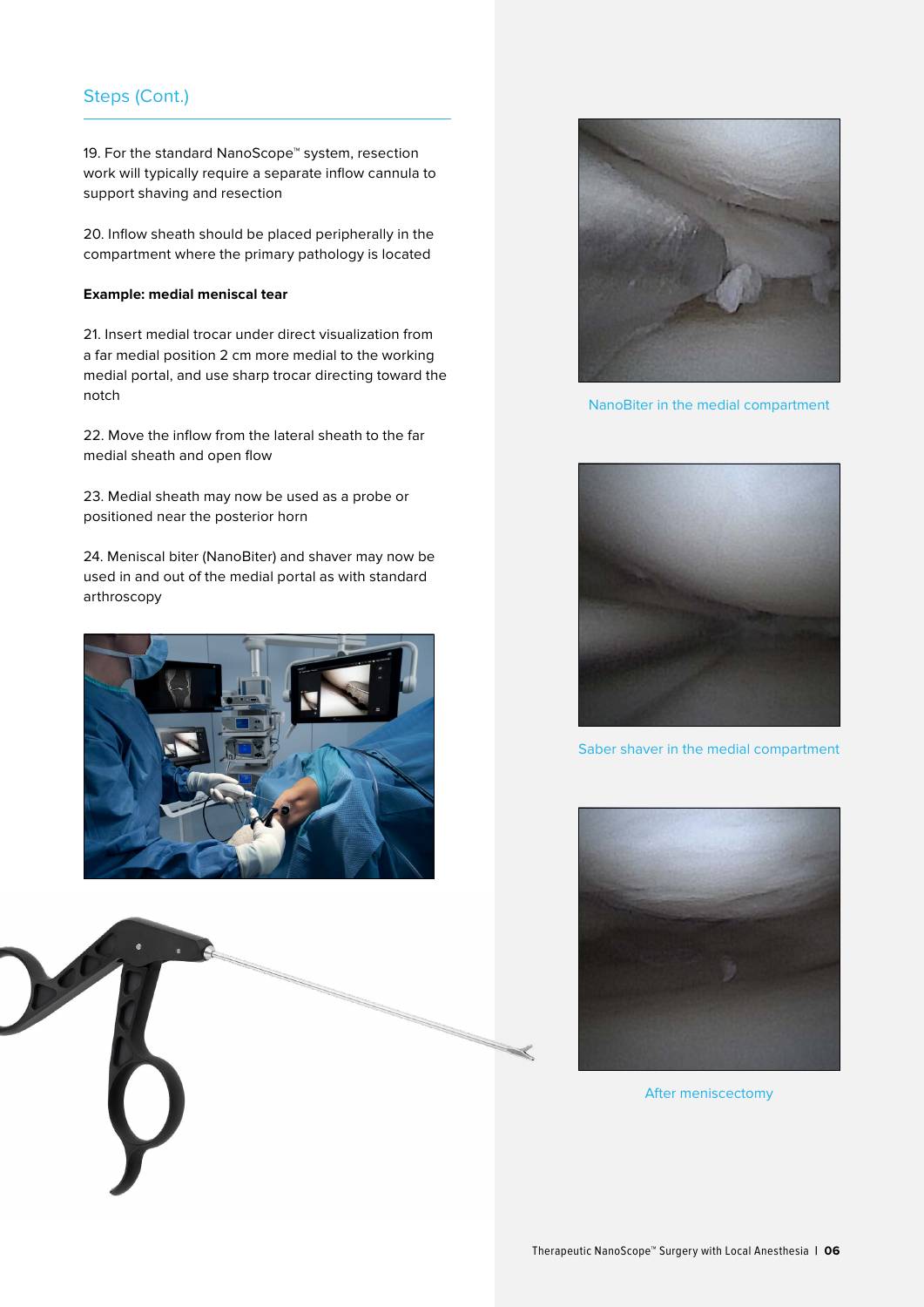## Steps (Cont.)

19. For the standard NanoScope™ system, resection work will typically require a separate inflow cannula to support shaving and resection

20. Inflow sheath should be placed peripherally in the compartment where the primary pathology is located

**Example: medial meniscal tear**

21. Insert medial trocar under direct visualization from a far medial position 2 cm more medial to the working medial portal, and use sharp trocar directing toward the notch

22. Move the inflow from the lateral sheath to the far medial sheath and open flow

23. Medial sheath may now be used as a probe or positioned near the posterior horn

24. Meniscal biter (NanoBiter) and shaver may now be used in and out of the medial portal as with standard arthroscopy

NanoBiter in the medial compartment

Saber shaver in the medial compartment

After meniscectomy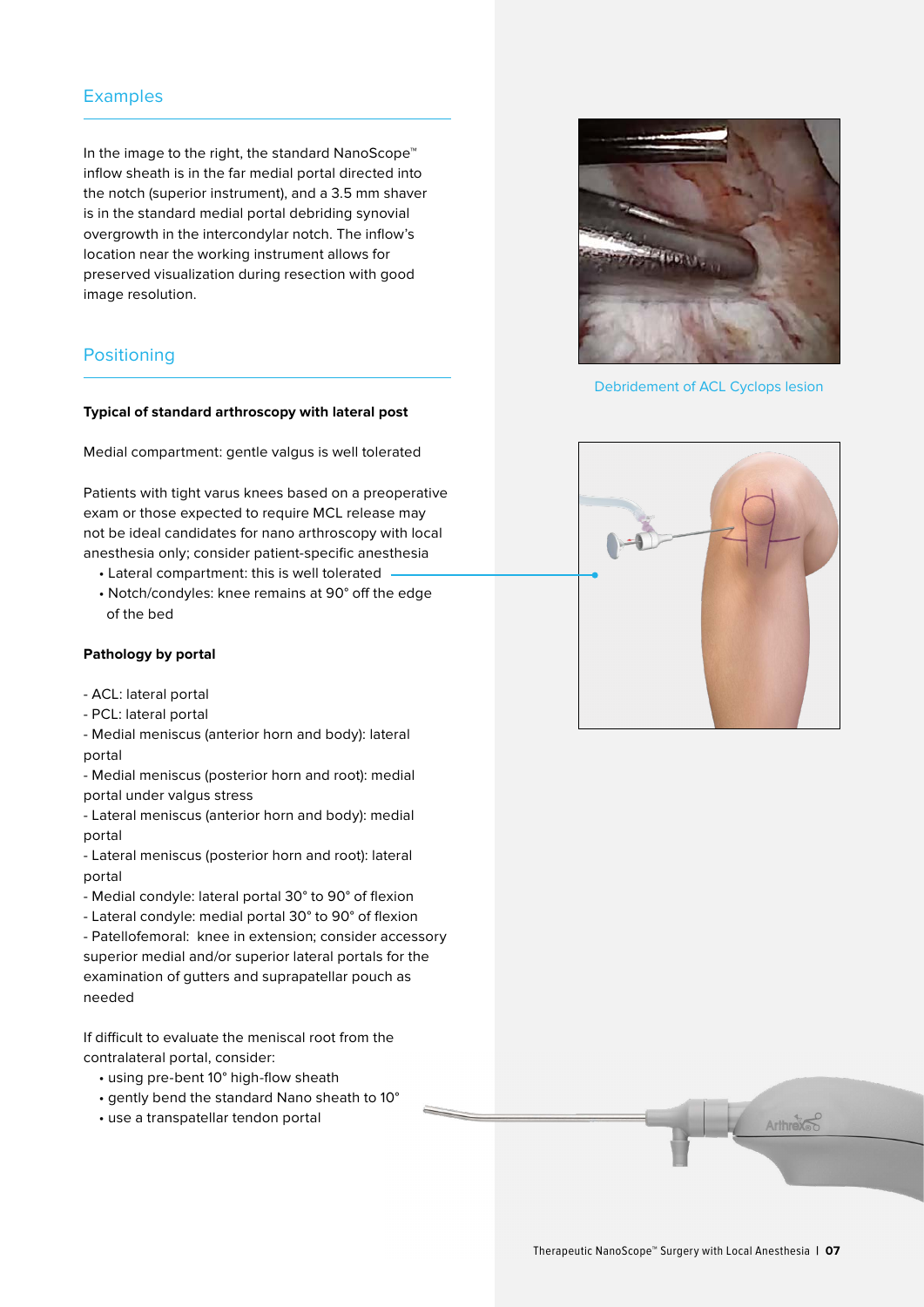## Examples

In the image to the right, the standard NanoScope™ inflow sheath is in the far medial portal directed into the notch (superior instrument), and a 3.5 mm shaver is in the standard medial portal debriding synovial overgrowth in the intercondylar notch. The inflow's location near the working instrument allows for preserved visualization during resection with good image resolution.

Debridement of ACL Cyclops lesion

## Positioning

**Typical of standard arthroscopy with lateral post**

Medial compartment: gentle valgus is well tolerated

Patients with tight varus knees based on a preoperative exam or those expected to require MCL release may not be ideal candidates for nano arthroscopy with local anesthesia only; consider patient-specific anesthesia

- Lateral compartment: this is well tolerated
- Notch/condyles: knee remains at 90° off the edge of the bed

**Pathology by portal**

- ACL: lateral portal
- PCL: lateral portal
- Medial meniscus (anterior horn and body): lateral portal
- Medial meniscus (posterior horn and root): medial portal under valgus stress
- Lateral meniscus (anterior horn and body): medial portal
- Lateral meniscus (posterior horn and root): lateral portal
- Medial condyle: lateral portal 30° to 90° of flexion
- Lateral condyle: medial portal 30° to 90° of flexion
- Patellofemoral: knee in extension; consider accessory superior medial and/or superior lateral portals for the examination of gutters and suprapatellar pouch as needed

If difficult to evaluate the meniscal root from the contralateral portal, consider:

- using pre-bent 10° high-flow sheath
- gently bend the standard Nano sheath to 10°
- use a transpatellar tendon portal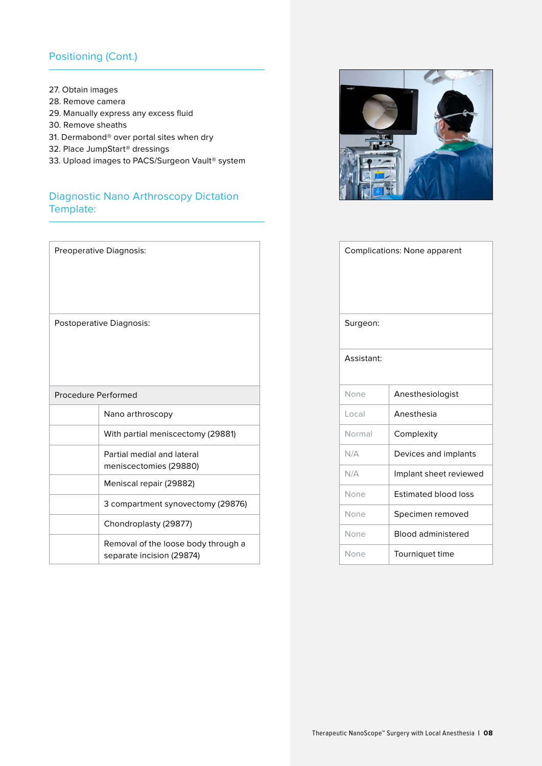## Positioning (Cont.)

27. Obtain images
28. Remove camera
29. Manually express any excess fluid
30. Remove sheaths
31. Dermabond® over portal sites when dry
32. Place JumpStart® dressings
33. Upload images to PACS/Surgeon Vault® system

## Diagnostic Nano Arthroscopy Dictation Template:

| Preoperative Diagnosis: | |
|---|---|
| Postoperative Diagnosis: | |
| Procedure Performed | |
| | Nano arthroscopy |
| | With partial meniscectomy (29881) |
| | Partial medial and lateral meniscectomies (29880) |
| | Meniscal repair (29882) |
| | 3 compartment synovectomy (29876) |
| | Chondroplasty (29877) |
| | Removal of the loose body through a separate incision (29874) |

| Complications: None apparent | |
|---|---|
| Surgeon: | |
| Assistant: | |
| None | Anesthesiologist |
| Local | Anesthesia |
| Normal | Complexity |
| N/A | Devices and implants |
| N/A | Implant sheet reviewed |
| None | Estimated blood loss |
| None | Specimen removed |
| None | Blood administered |
| None | Tourniquet time |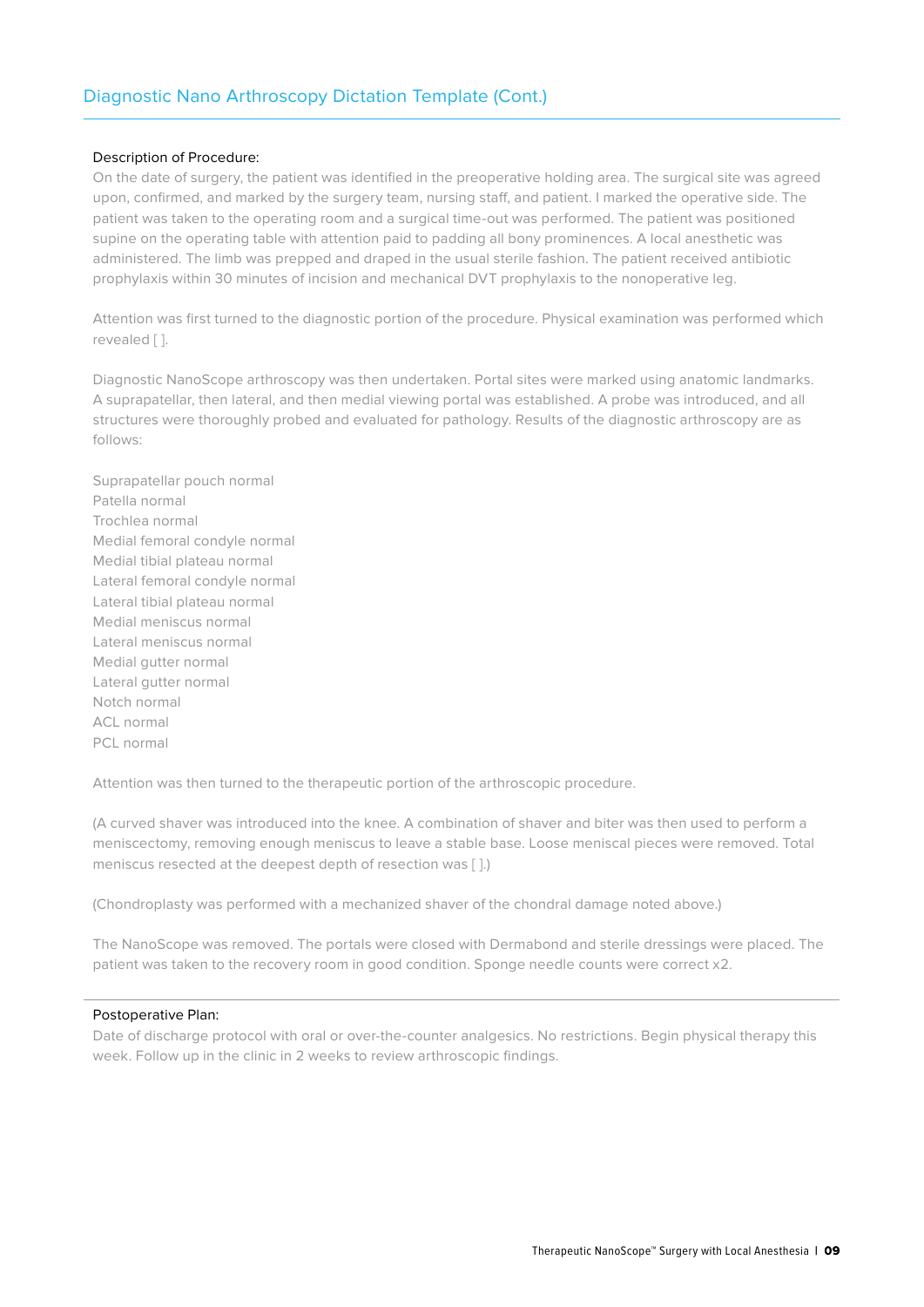## Diagnostic Nano Arthroscopy Dictation Template (Cont.)

### Description of Procedure:

On the date of surgery, the patient was identified in the preoperative holding area. The surgical site was agreed upon, confirmed, and marked by the surgery team, nursing staff, and patient. I marked the operative side. The patient was taken to the operating room and a surgical time-out was performed. The patient was positioned supine on the operating table with attention paid to padding all bony prominences. A local anesthetic was administered. The limb was prepped and draped in the usual sterile fashion. The patient received antibiotic prophylaxis within 30 minutes of incision and mechanical DVT prophylaxis to the nonoperative leg.

Attention was first turned to the diagnostic portion of the procedure. Physical examination was performed which revealed [ ].

Diagnostic NanoScope arthroscopy was then undertaken. Portal sites were marked using anatomic landmarks. A suprapatellar, then lateral, and then medial viewing portal was established. A probe was introduced, and all structures were thoroughly probed and evaluated for pathology. Results of the diagnostic arthroscopy are as follows:

Suprapatellar pouch normal
Patella normal
Trochlea normal
Medial femoral condyle normal
Medial tibial plateau normal
Lateral femoral condyle normal
Lateral tibial plateau normal
Medial meniscus normal
Lateral meniscus normal
Medial gutter normal
Lateral gutter normal
Notch normal
ACL normal
PCL normal

Attention was then turned to the therapeutic portion of the arthroscopic procedure.

(A curved shaver was introduced into the knee. A combination of shaver and biter was then used to perform a meniscectomy, removing enough meniscus to leave a stable base. Loose meniscal pieces were removed. Total meniscus resected at the deepest depth of resection was [ ].)

(Chondroplasty was performed with a mechanized shaver of the chondral damage noted above.)

The NanoScope was removed. The portals were closed with Dermabond and sterile dressings were placed. The patient was taken to the recovery room in good condition. Sponge needle counts were correct x2.

### Postoperative Plan:

Date of discharge protocol with oral or over-the-counter analgesics. No restrictions. Begin physical therapy this week. Follow up in the clinic in 2 weeks to review arthroscopic findings.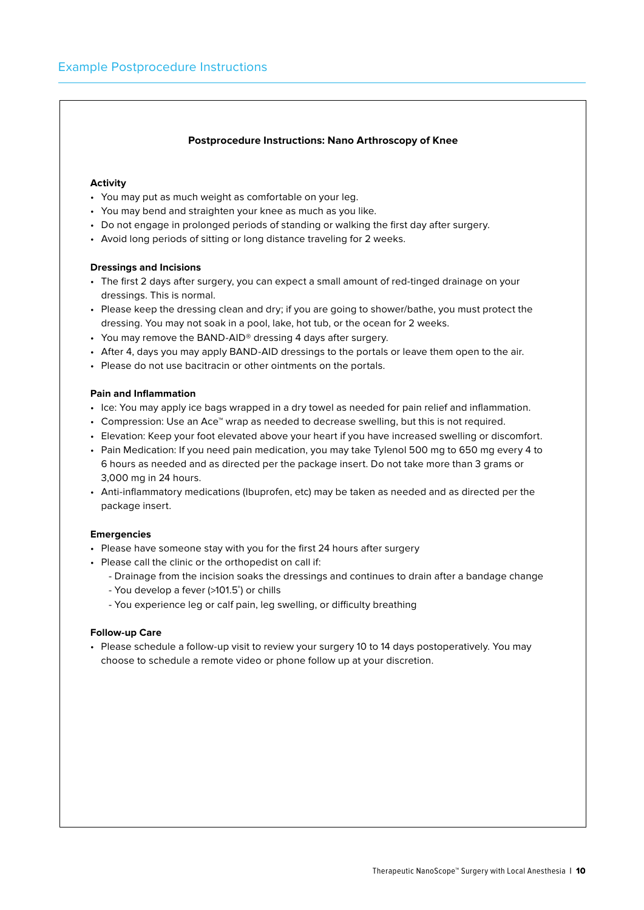## Example Postprocedure Instructions

### Postprocedure Instructions: Nano Arthroscopy of Knee

**Activity**

- You may put as much weight as comfortable on your leg.
- You may bend and straighten your knee as much as you like.
- Do not engage in prolonged periods of standing or walking the first day after surgery.
- Avoid long periods of sitting or long distance traveling for 2 weeks.

**Dressings and Incisions**

- The first 2 days after surgery, you can expect a small amount of red-tinged drainage on your dressings. This is normal.
- Please keep the dressing clean and dry; if you are going to shower/bathe, you must protect the dressing. You may not soak in a pool, lake, hot tub, or the ocean for 2 weeks.
- You may remove the BAND-AID® dressing 4 days after surgery.
- After 4, days you may apply BAND-AID dressings to the portals or leave them open to the air.
- Please do not use bacitracin or other ointments on the portals.

**Pain and Inflammation**

- Ice: You may apply ice bags wrapped in a dry towel as needed for pain relief and inflammation.
- Compression: Use an Ace™ wrap as needed to decrease swelling, but this is not required.
- Elevation: Keep your foot elevated above your heart if you have increased swelling or discomfort.
- Pain Medication: If you need pain medication, you may take Tylenol 500 mg to 650 mg every 4 to 6 hours as needed and as directed per the package insert. Do not take more than 3 grams or 3,000 mg in 24 hours.
- Anti-inflammatory medications (Ibuprofen, etc) may be taken as needed and as directed per the package insert.

**Emergencies**

- Please have someone stay with you for the first 24 hours after surgery
- Please call the clinic or the orthopedist on call if:
  - Drainage from the incision soaks the dressings and continues to drain after a bandage change
  - You develop a fever (>101.5°) or chills
  - You experience leg or calf pain, leg swelling, or difficulty breathing

**Follow-up Care**

- Please schedule a follow-up visit to review your surgery 10 to 14 days postoperatively. You may choose to schedule a remote video or phone follow up at your discretion.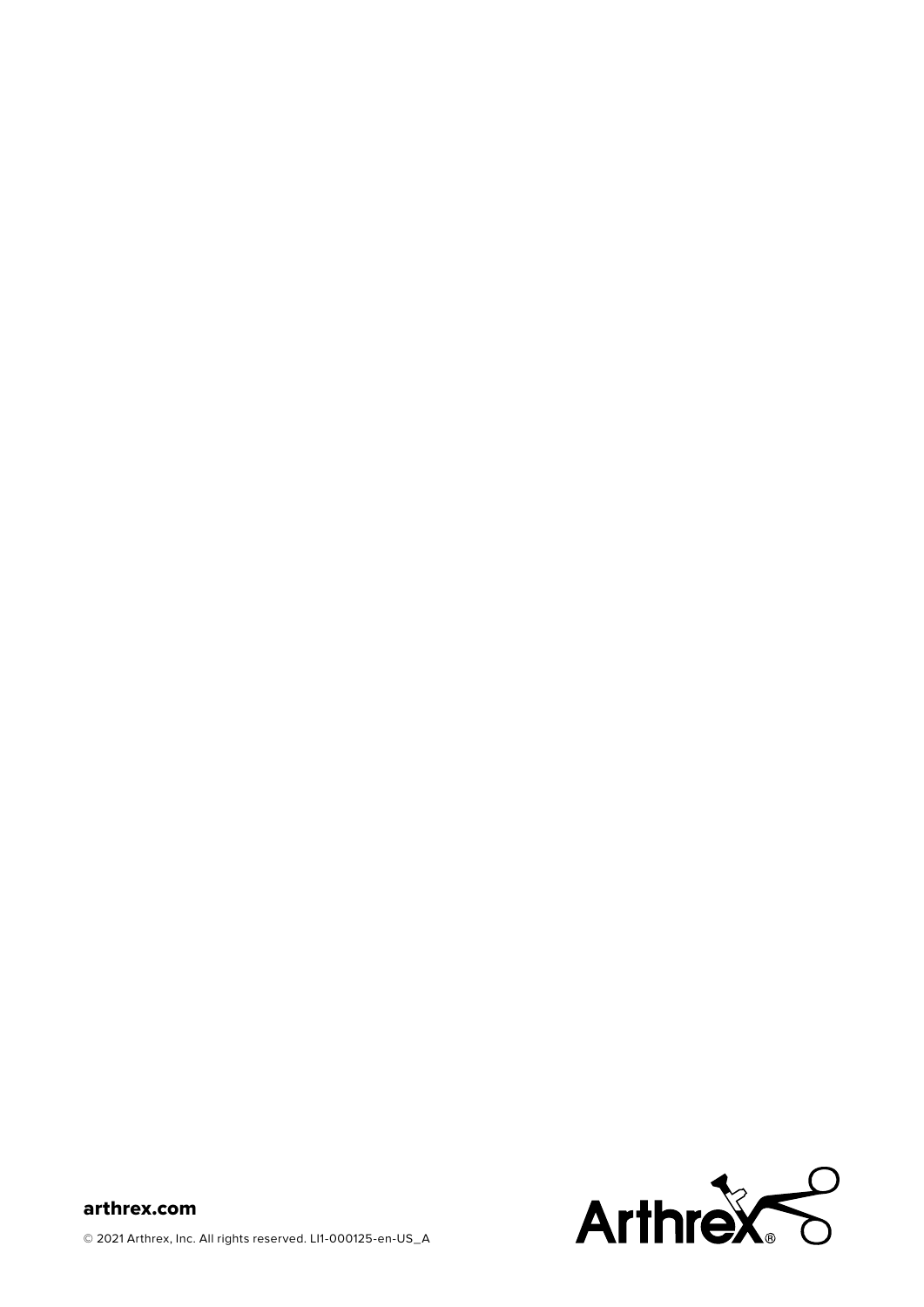**arthrex.com**

© 2021 Arthrex, Inc. All rights reserved. LI1-000125-en-US_A